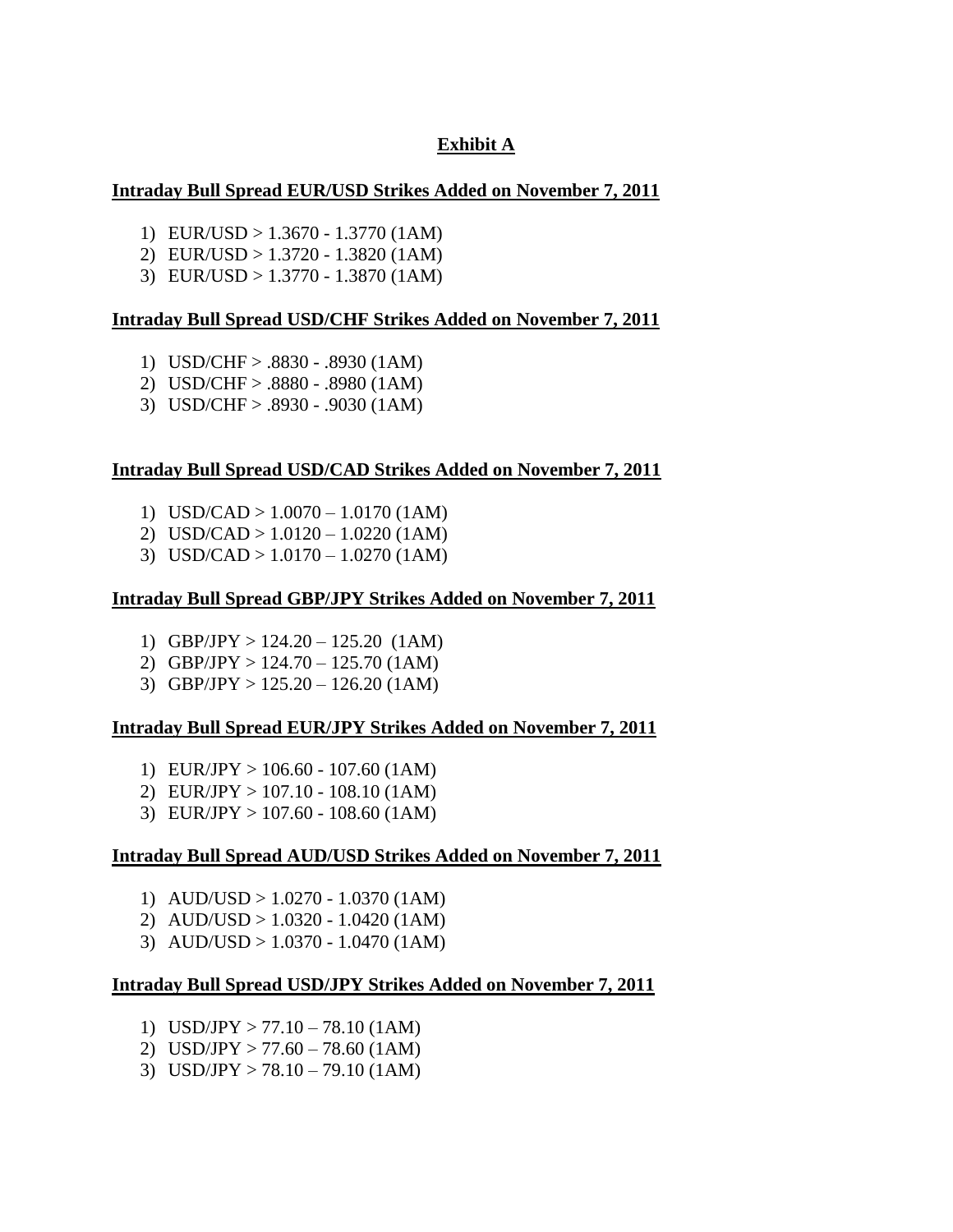# Exhibit A

## Intraday Bull Spread EUR/USD Strikes Added on November 7, 2011

1) EUR/USD > 1.3670 - 1.3770 (1AM)
2) EUR/USD > 1.3720 - 1.3820 (1AM)
3) EUR/USD > 1.3770 - 1.3870 (1AM)

## Intraday Bull Spread USD/CHF Strikes Added on November 7, 2011

1) USD/CHF > .8830 - .8930 (1AM)
2) USD/CHF > .8880 - .8980 (1AM)
3) USD/CHF > .8930 - .9030 (1AM)

## Intraday Bull Spread USD/CAD Strikes Added on November 7, 2011

1) USD/CAD > 1.0070 – 1.0170 (1AM)
2) USD/CAD > 1.0120 – 1.0220 (1AM)
3) USD/CAD > 1.0170 – 1.0270 (1AM)

## Intraday Bull Spread GBP/JPY Strikes Added on November 7, 2011

1) GBP/JPY > 124.20 – 125.20 (1AM)
2) GBP/JPY > 124.70 – 125.70 (1AM)
3) GBP/JPY > 125.20 – 126.20 (1AM)

## Intraday Bull Spread EUR/JPY Strikes Added on November 7, 2011

1) EUR/JPY > 106.60 - 107.60 (1AM)
2) EUR/JPY > 107.10 - 108.10 (1AM)
3) EUR/JPY > 107.60 - 108.60 (1AM)

## Intraday Bull Spread AUD/USD Strikes Added on November 7, 2011

1) AUD/USD > 1.0270 - 1.0370 (1AM)
2) AUD/USD > 1.0320 - 1.0420 (1AM)
3) AUD/USD > 1.0370 - 1.0470 (1AM)

## Intraday Bull Spread USD/JPY Strikes Added on November 7, 2011

1) USD/JPY > 77.10 – 78.10 (1AM)
2) USD/JPY > 77.60 – 78.60 (1AM)
3) USD/JPY > 78.10 – 79.10 (1AM)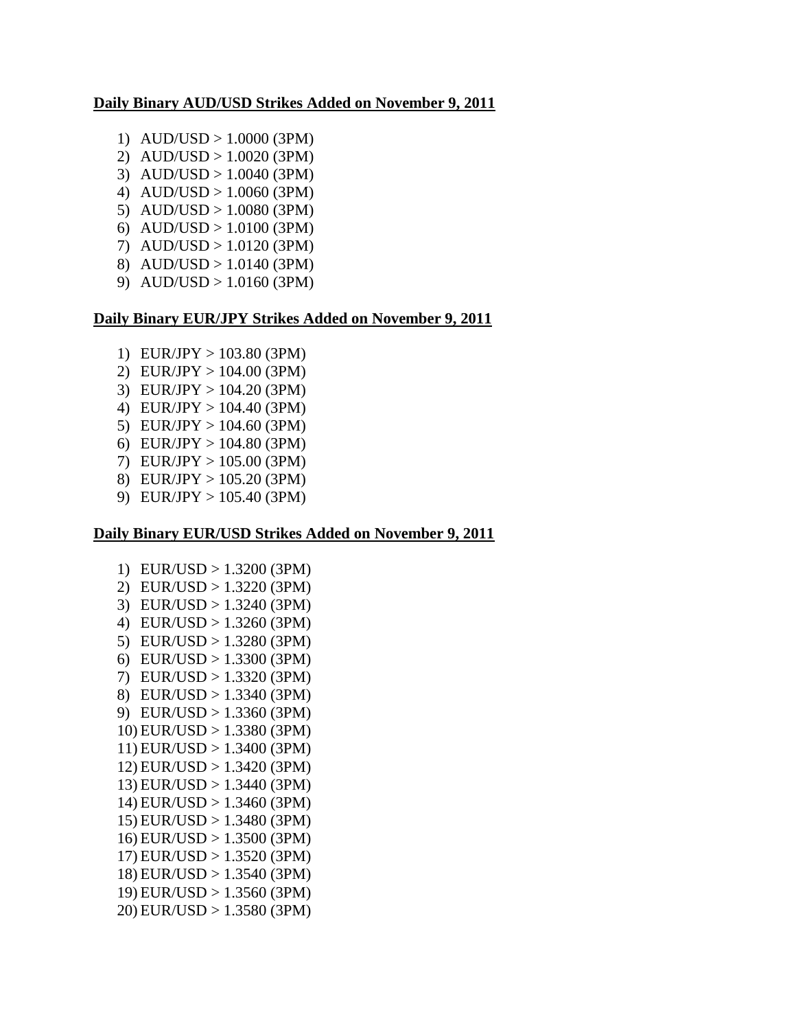**Daily Binary AUD/USD Strikes Added on November 9, 2011**

1) AUD/USD > 1.0000 (3PM)
2) AUD/USD > 1.0020 (3PM)
3) AUD/USD > 1.0040 (3PM)
4) AUD/USD > 1.0060 (3PM)
5) AUD/USD > 1.0080 (3PM)
6) AUD/USD > 1.0100 (3PM)
7) AUD/USD > 1.0120 (3PM)
8) AUD/USD > 1.0140 (3PM)
9) AUD/USD > 1.0160 (3PM)

**Daily Binary EUR/JPY Strikes Added on November 9, 2011**

1) EUR/JPY > 103.80 (3PM)
2) EUR/JPY > 104.00 (3PM)
3) EUR/JPY > 104.20 (3PM)
4) EUR/JPY > 104.40 (3PM)
5) EUR/JPY > 104.60 (3PM)
6) EUR/JPY > 104.80 (3PM)
7) EUR/JPY > 105.00 (3PM)
8) EUR/JPY > 105.20 (3PM)
9) EUR/JPY > 105.40 (3PM)

**Daily Binary EUR/USD Strikes Added on November 9, 2011**

1) EUR/USD > 1.3200 (3PM)
2) EUR/USD > 1.3220 (3PM)
3) EUR/USD > 1.3240 (3PM)
4) EUR/USD > 1.3260 (3PM)
5) EUR/USD > 1.3280 (3PM)
6) EUR/USD > 1.3300 (3PM)
7) EUR/USD > 1.3320 (3PM)
8) EUR/USD > 1.3340 (3PM)
9) EUR/USD > 1.3360 (3PM)
10) EUR/USD > 1.3380 (3PM)
11) EUR/USD > 1.3400 (3PM)
12) EUR/USD > 1.3420 (3PM)
13) EUR/USD > 1.3440 (3PM)
14) EUR/USD > 1.3460 (3PM)
15) EUR/USD > 1.3480 (3PM)
16) EUR/USD > 1.3500 (3PM)
17) EUR/USD > 1.3520 (3PM)
18) EUR/USD > 1.3540 (3PM)
19) EUR/USD > 1.3560 (3PM)
20) EUR/USD > 1.3580 (3PM)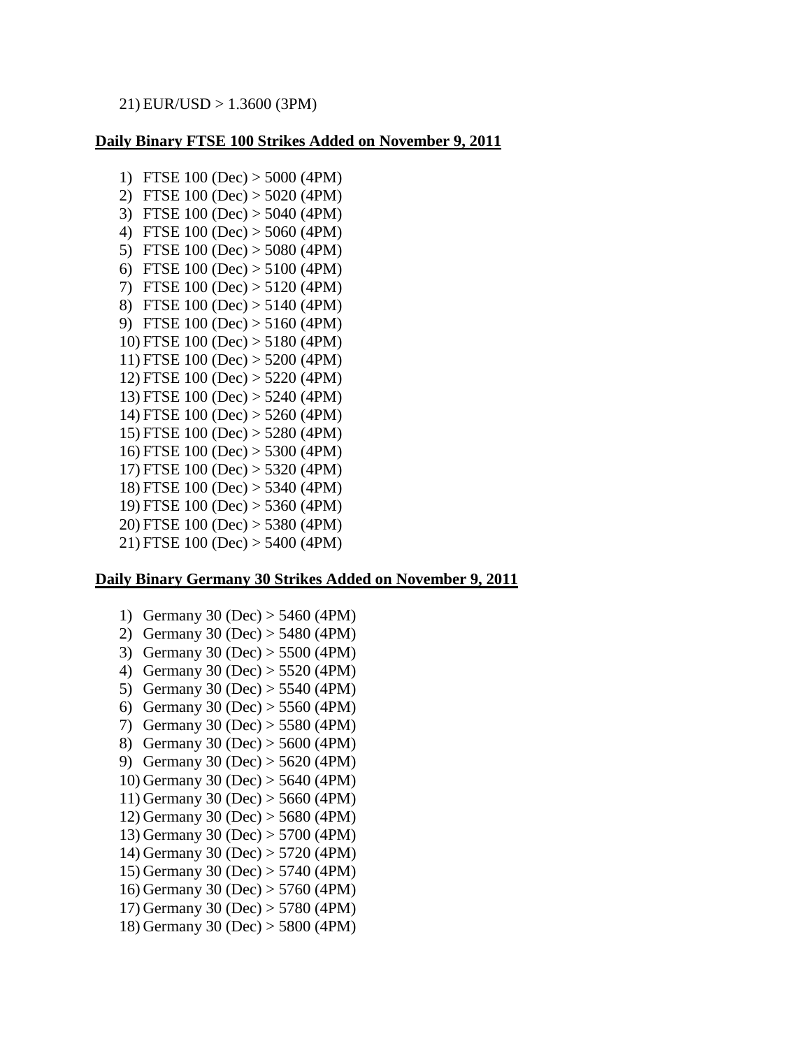21) EUR/USD > 1.3600 (3PM)

**Daily Binary FTSE 100 Strikes Added on November 9, 2011**

1) FTSE 100 (Dec) > 5000 (4PM)
2) FTSE 100 (Dec) > 5020 (4PM)
3) FTSE 100 (Dec) > 5040 (4PM)
4) FTSE 100 (Dec) > 5060 (4PM)
5) FTSE 100 (Dec) > 5080 (4PM)
6) FTSE 100 (Dec) > 5100 (4PM)
7) FTSE 100 (Dec) > 5120 (4PM)
8) FTSE 100 (Dec) > 5140 (4PM)
9) FTSE 100 (Dec) > 5160 (4PM)
10) FTSE 100 (Dec) > 5180 (4PM)
11) FTSE 100 (Dec) > 5200 (4PM)
12) FTSE 100 (Dec) > 5220 (4PM)
13) FTSE 100 (Dec) > 5240 (4PM)
14) FTSE 100 (Dec) > 5260 (4PM)
15) FTSE 100 (Dec) > 5280 (4PM)
16) FTSE 100 (Dec) > 5300 (4PM)
17) FTSE 100 (Dec) > 5320 (4PM)
18) FTSE 100 (Dec) > 5340 (4PM)
19) FTSE 100 (Dec) > 5360 (4PM)
20) FTSE 100 (Dec) > 5380 (4PM)
21) FTSE 100 (Dec) > 5400 (4PM)

**Daily Binary Germany 30 Strikes Added on November 9, 2011**

1) Germany 30 (Dec) > 5460 (4PM)
2) Germany 30 (Dec) > 5480 (4PM)
3) Germany 30 (Dec) > 5500 (4PM)
4) Germany 30 (Dec) > 5520 (4PM)
5) Germany 30 (Dec) > 5540 (4PM)
6) Germany 30 (Dec) > 5560 (4PM)
7) Germany 30 (Dec) > 5580 (4PM)
8) Germany 30 (Dec) > 5600 (4PM)
9) Germany 30 (Dec) > 5620 (4PM)
10) Germany 30 (Dec) > 5640 (4PM)
11) Germany 30 (Dec) > 5660 (4PM)
12) Germany 30 (Dec) > 5680 (4PM)
13) Germany 30 (Dec) > 5700 (4PM)
14) Germany 30 (Dec) > 5720 (4PM)
15) Germany 30 (Dec) > 5740 (4PM)
16) Germany 30 (Dec) > 5760 (4PM)
17) Germany 30 (Dec) > 5780 (4PM)
18) Germany 30 (Dec) > 5800 (4PM)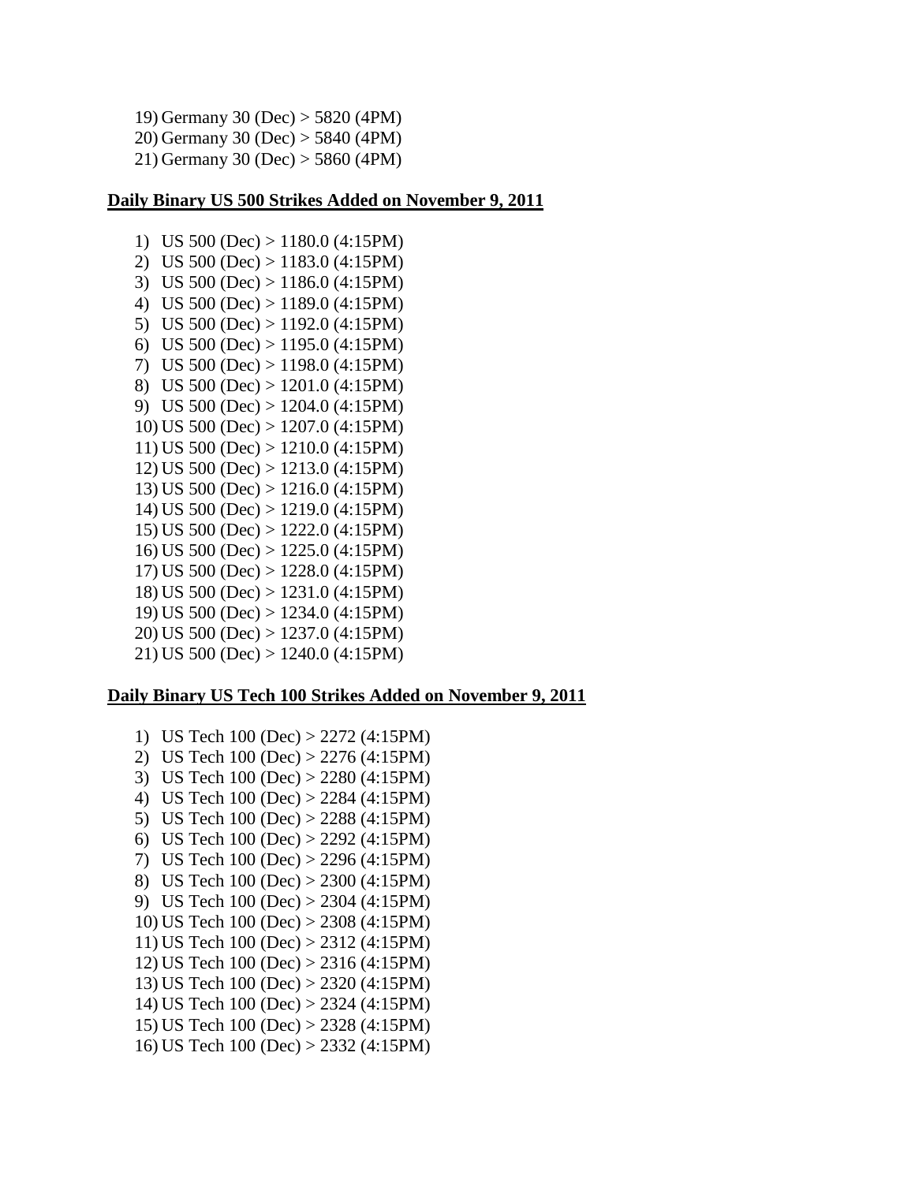19) Germany 30 (Dec) > 5820 (4PM)
20) Germany 30 (Dec) > 5840 (4PM)
21) Germany 30 (Dec) > 5860 (4PM)

**Daily Binary US 500 Strikes Added on November 9, 2011**

1) US 500 (Dec) > 1180.0 (4:15PM)
2) US 500 (Dec) > 1183.0 (4:15PM)
3) US 500 (Dec) > 1186.0 (4:15PM)
4) US 500 (Dec) > 1189.0 (4:15PM)
5) US 500 (Dec) > 1192.0 (4:15PM)
6) US 500 (Dec) > 1195.0 (4:15PM)
7) US 500 (Dec) > 1198.0 (4:15PM)
8) US 500 (Dec) > 1201.0 (4:15PM)
9) US 500 (Dec) > 1204.0 (4:15PM)
10) US 500 (Dec) > 1207.0 (4:15PM)
11) US 500 (Dec) > 1210.0 (4:15PM)
12) US 500 (Dec) > 1213.0 (4:15PM)
13) US 500 (Dec) > 1216.0 (4:15PM)
14) US 500 (Dec) > 1219.0 (4:15PM)
15) US 500 (Dec) > 1222.0 (4:15PM)
16) US 500 (Dec) > 1225.0 (4:15PM)
17) US 500 (Dec) > 1228.0 (4:15PM)
18) US 500 (Dec) > 1231.0 (4:15PM)
19) US 500 (Dec) > 1234.0 (4:15PM)
20) US 500 (Dec) > 1237.0 (4:15PM)
21) US 500 (Dec) > 1240.0 (4:15PM)

**Daily Binary US Tech 100 Strikes Added on November 9, 2011**

1) US Tech 100 (Dec) > 2272 (4:15PM)
2) US Tech 100 (Dec) > 2276 (4:15PM)
3) US Tech 100 (Dec) > 2280 (4:15PM)
4) US Tech 100 (Dec) > 2284 (4:15PM)
5) US Tech 100 (Dec) > 2288 (4:15PM)
6) US Tech 100 (Dec) > 2292 (4:15PM)
7) US Tech 100 (Dec) > 2296 (4:15PM)
8) US Tech 100 (Dec) > 2300 (4:15PM)
9) US Tech 100 (Dec) > 2304 (4:15PM)
10) US Tech 100 (Dec) > 2308 (4:15PM)
11) US Tech 100 (Dec) > 2312 (4:15PM)
12) US Tech 100 (Dec) > 2316 (4:15PM)
13) US Tech 100 (Dec) > 2320 (4:15PM)
14) US Tech 100 (Dec) > 2324 (4:15PM)
15) US Tech 100 (Dec) > 2328 (4:15PM)
16) US Tech 100 (Dec) > 2332 (4:15PM)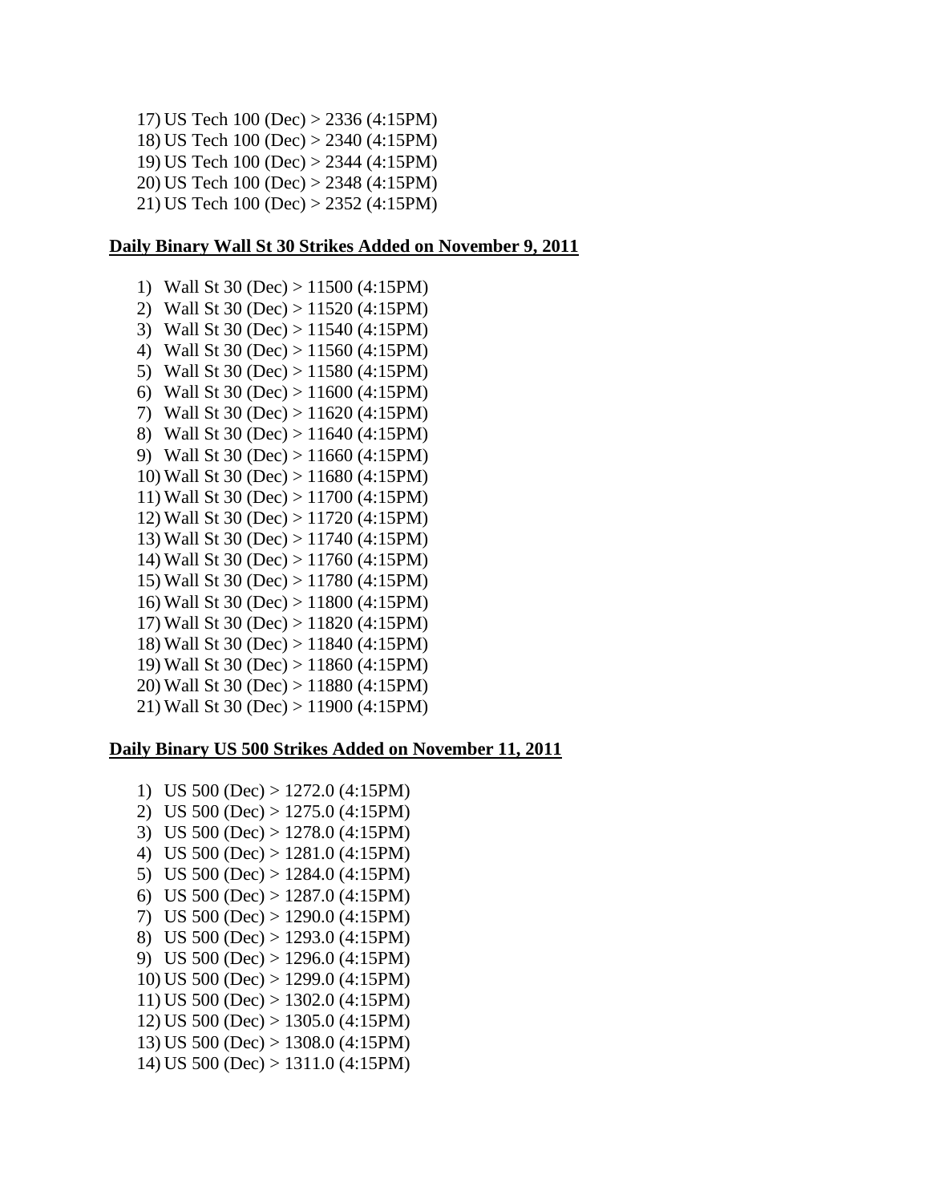17) US Tech 100 (Dec) > 2336 (4:15PM)
18) US Tech 100 (Dec) > 2340 (4:15PM)
19) US Tech 100 (Dec) > 2344 (4:15PM)
20) US Tech 100 (Dec) > 2348 (4:15PM)
21) US Tech 100 (Dec) > 2352 (4:15PM)

**Daily Binary Wall St 30 Strikes Added on November 9, 2011**

1) Wall St 30 (Dec) > 11500 (4:15PM)
2) Wall St 30 (Dec) > 11520 (4:15PM)
3) Wall St 30 (Dec) > 11540 (4:15PM)
4) Wall St 30 (Dec) > 11560 (4:15PM)
5) Wall St 30 (Dec) > 11580 (4:15PM)
6) Wall St 30 (Dec) > 11600 (4:15PM)
7) Wall St 30 (Dec) > 11620 (4:15PM)
8) Wall St 30 (Dec) > 11640 (4:15PM)
9) Wall St 30 (Dec) > 11660 (4:15PM)
10) Wall St 30 (Dec) > 11680 (4:15PM)
11) Wall St 30 (Dec) > 11700 (4:15PM)
12) Wall St 30 (Dec) > 11720 (4:15PM)
13) Wall St 30 (Dec) > 11740 (4:15PM)
14) Wall St 30 (Dec) > 11760 (4:15PM)
15) Wall St 30 (Dec) > 11780 (4:15PM)
16) Wall St 30 (Dec) > 11800 (4:15PM)
17) Wall St 30 (Dec) > 11820 (4:15PM)
18) Wall St 30 (Dec) > 11840 (4:15PM)
19) Wall St 30 (Dec) > 11860 (4:15PM)
20) Wall St 30 (Dec) > 11880 (4:15PM)
21) Wall St 30 (Dec) > 11900 (4:15PM)

**Daily Binary US 500 Strikes Added on November 11, 2011**

1) US 500 (Dec) > 1272.0 (4:15PM)
2) US 500 (Dec) > 1275.0 (4:15PM)
3) US 500 (Dec) > 1278.0 (4:15PM)
4) US 500 (Dec) > 1281.0 (4:15PM)
5) US 500 (Dec) > 1284.0 (4:15PM)
6) US 500 (Dec) > 1287.0 (4:15PM)
7) US 500 (Dec) > 1290.0 (4:15PM)
8) US 500 (Dec) > 1293.0 (4:15PM)
9) US 500 (Dec) > 1296.0 (4:15PM)
10) US 500 (Dec) > 1299.0 (4:15PM)
11) US 500 (Dec) > 1302.0 (4:15PM)
12) US 500 (Dec) > 1305.0 (4:15PM)
13) US 500 (Dec) > 1308.0 (4:15PM)
14) US 500 (Dec) > 1311.0 (4:15PM)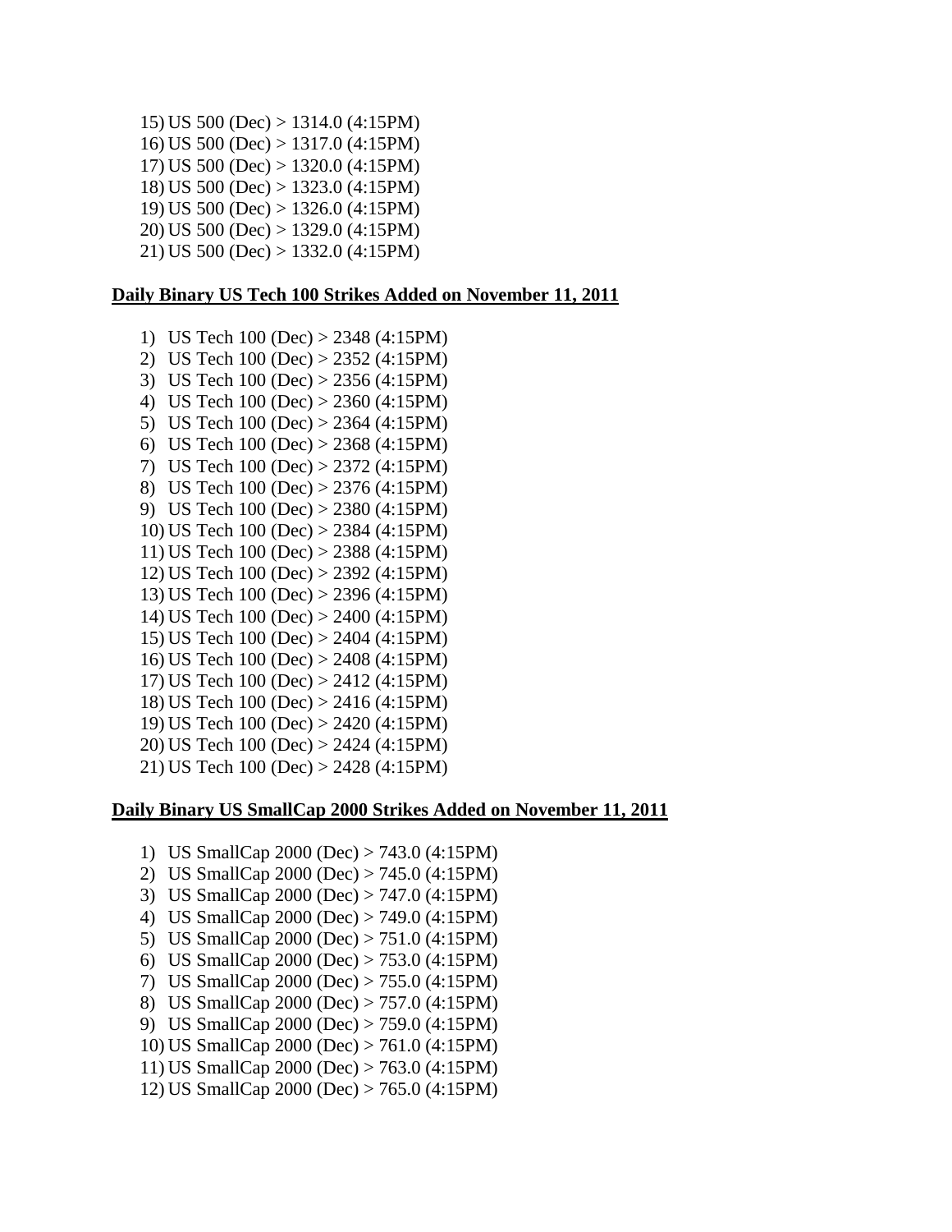15) US 500 (Dec) > 1314.0 (4:15PM)
16) US 500 (Dec) > 1317.0 (4:15PM)
17) US 500 (Dec) > 1320.0 (4:15PM)
18) US 500 (Dec) > 1323.0 (4:15PM)
19) US 500 (Dec) > 1326.0 (4:15PM)
20) US 500 (Dec) > 1329.0 (4:15PM)
21) US 500 (Dec) > 1332.0 (4:15PM)

**Daily Binary US Tech 100 Strikes Added on November 11, 2011**

1) US Tech 100 (Dec) > 2348 (4:15PM)
2) US Tech 100 (Dec) > 2352 (4:15PM)
3) US Tech 100 (Dec) > 2356 (4:15PM)
4) US Tech 100 (Dec) > 2360 (4:15PM)
5) US Tech 100 (Dec) > 2364 (4:15PM)
6) US Tech 100 (Dec) > 2368 (4:15PM)
7) US Tech 100 (Dec) > 2372 (4:15PM)
8) US Tech 100 (Dec) > 2376 (4:15PM)
9) US Tech 100 (Dec) > 2380 (4:15PM)
10) US Tech 100 (Dec) > 2384 (4:15PM)
11) US Tech 100 (Dec) > 2388 (4:15PM)
12) US Tech 100 (Dec) > 2392 (4:15PM)
13) US Tech 100 (Dec) > 2396 (4:15PM)
14) US Tech 100 (Dec) > 2400 (4:15PM)
15) US Tech 100 (Dec) > 2404 (4:15PM)
16) US Tech 100 (Dec) > 2408 (4:15PM)
17) US Tech 100 (Dec) > 2412 (4:15PM)
18) US Tech 100 (Dec) > 2416 (4:15PM)
19) US Tech 100 (Dec) > 2420 (4:15PM)
20) US Tech 100 (Dec) > 2424 (4:15PM)
21) US Tech 100 (Dec) > 2428 (4:15PM)

**Daily Binary US SmallCap 2000 Strikes Added on November 11, 2011**

1) US SmallCap 2000 (Dec) > 743.0 (4:15PM)
2) US SmallCap 2000 (Dec) > 745.0 (4:15PM)
3) US SmallCap 2000 (Dec) > 747.0 (4:15PM)
4) US SmallCap 2000 (Dec) > 749.0 (4:15PM)
5) US SmallCap 2000 (Dec) > 751.0 (4:15PM)
6) US SmallCap 2000 (Dec) > 753.0 (4:15PM)
7) US SmallCap 2000 (Dec) > 755.0 (4:15PM)
8) US SmallCap 2000 (Dec) > 757.0 (4:15PM)
9) US SmallCap 2000 (Dec) > 759.0 (4:15PM)
10) US SmallCap 2000 (Dec) > 761.0 (4:15PM)
11) US SmallCap 2000 (Dec) > 763.0 (4:15PM)
12) US SmallCap 2000 (Dec) > 765.0 (4:15PM)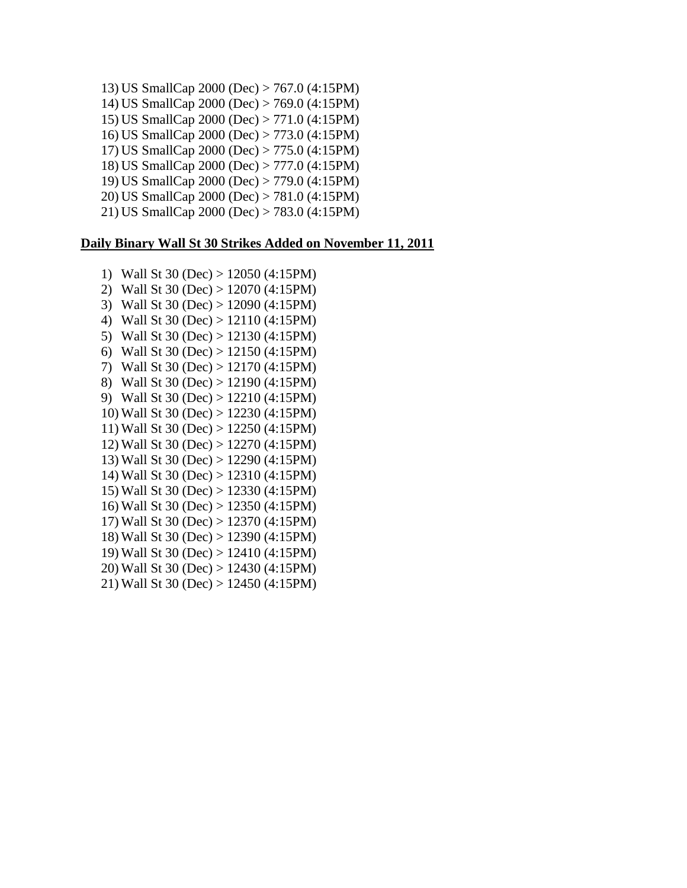13) US SmallCap 2000 (Dec) > 767.0 (4:15PM)
14) US SmallCap 2000 (Dec) > 769.0 (4:15PM)
15) US SmallCap 2000 (Dec) > 771.0 (4:15PM)
16) US SmallCap 2000 (Dec) > 773.0 (4:15PM)
17) US SmallCap 2000 (Dec) > 775.0 (4:15PM)
18) US SmallCap 2000 (Dec) > 777.0 (4:15PM)
19) US SmallCap 2000 (Dec) > 779.0 (4:15PM)
20) US SmallCap 2000 (Dec) > 781.0 (4:15PM)
21) US SmallCap 2000 (Dec) > 783.0 (4:15PM)

**Daily Binary Wall St 30 Strikes Added on November 11, 2011**

1) Wall St 30 (Dec) > 12050 (4:15PM)
2) Wall St 30 (Dec) > 12070 (4:15PM)
3) Wall St 30 (Dec) > 12090 (4:15PM)
4) Wall St 30 (Dec) > 12110 (4:15PM)
5) Wall St 30 (Dec) > 12130 (4:15PM)
6) Wall St 30 (Dec) > 12150 (4:15PM)
7) Wall St 30 (Dec) > 12170 (4:15PM)
8) Wall St 30 (Dec) > 12190 (4:15PM)
9) Wall St 30 (Dec) > 12210 (4:15PM)
10) Wall St 30 (Dec) > 12230 (4:15PM)
11) Wall St 30 (Dec) > 12250 (4:15PM)
12) Wall St 30 (Dec) > 12270 (4:15PM)
13) Wall St 30 (Dec) > 12290 (4:15PM)
14) Wall St 30 (Dec) > 12310 (4:15PM)
15) Wall St 30 (Dec) > 12330 (4:15PM)
16) Wall St 30 (Dec) > 12350 (4:15PM)
17) Wall St 30 (Dec) > 12370 (4:15PM)
18) Wall St 30 (Dec) > 12390 (4:15PM)
19) Wall St 30 (Dec) > 12410 (4:15PM)
20) Wall St 30 (Dec) > 12430 (4:15PM)
21) Wall St 30 (Dec) > 12450 (4:15PM)